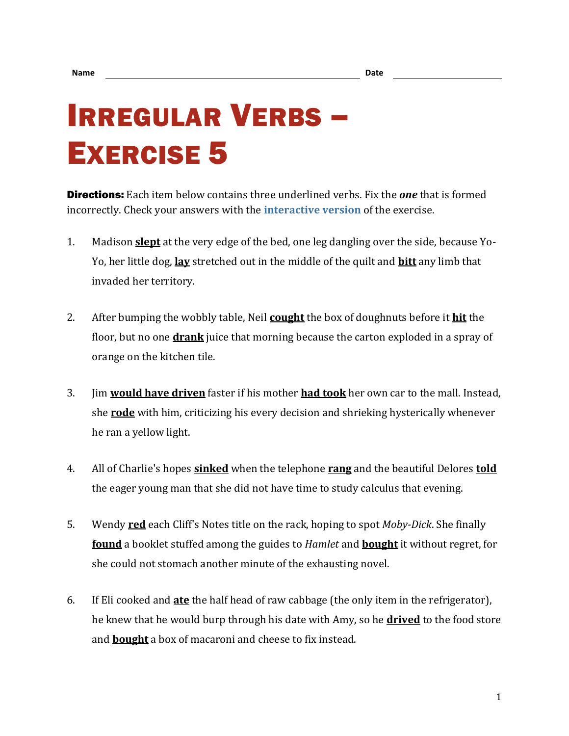Name ______________________ Date ____________

# Irregular Verbs – Exercise 5

**Directions:** Each item below contains three underlined verbs. Fix the ***one*** that is formed incorrectly. Check your answers with the interactive version of the exercise.

1. Madison **slept** at the very edge of the bed, one leg dangling over the side, because Yo-Yo, her little dog, **lay** stretched out in the middle of the quilt and **bitt** any limb that invaded her territory.

2. After bumping the wobbly table, Neil **cought** the box of doughnuts before it **hit** the floor, but no one **drank** juice that morning because the carton exploded in a spray of orange on the kitchen tile.

3. Jim **would have driven** faster if his mother **had took** her own car to the mall. Instead, she **rode** with him, criticizing his every decision and shrieking hysterically whenever he ran a yellow light.

4. All of Charlie's hopes **sinked** when the telephone **rang** and the beautiful Delores **told** the eager young man that she did not have time to study calculus that evening.

5. Wendy **red** each Cliff's Notes title on the rack, hoping to spot *Moby-Dick*. She finally **found** a booklet stuffed among the guides to *Hamlet* and **bought** it without regret, for she could not stomach another minute of the exhausting novel.

6. If Eli cooked and **ate** the half head of raw cabbage (the only item in the refrigerator), he knew that he would burp through his date with Amy, so he **drived** to the food store and **bought** a box of macaroni and cheese to fix instead.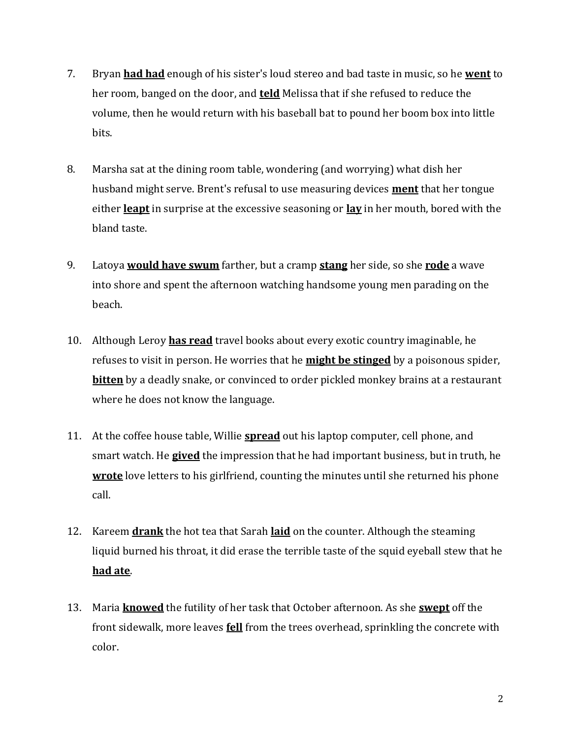7. Bryan **<u>had had</u>** enough of his sister's loud stereo and bad taste in music, so he **<u>went</u>** to her room, banged on the door, and **<u>teld</u>** Melissa that if she refused to reduce the volume, then he would return with his baseball bat to pound her boom box into little bits.

8. Marsha sat at the dining room table, wondering (and worrying) what dish her husband might serve. Brent's refusal to use measuring devices **<u>ment</u>** that her tongue either **<u>leapt</u>** in surprise at the excessive seasoning or **<u>lay</u>** in her mouth, bored with the bland taste.

9. Latoya **<u>would have swum</u>** farther, but a cramp **<u>stang</u>** her side, so she **<u>rode</u>** a wave into shore and spent the afternoon watching handsome young men parading on the beach.

10. Although Leroy **<u>has read</u>** travel books about every exotic country imaginable, he refuses to visit in person. He worries that he **<u>might be stinged</u>** by a poisonous spider, **<u>bitten</u>** by a deadly snake, or convinced to order pickled monkey brains at a restaurant where he does not know the language.

11. At the coffee house table, Willie **<u>spread</u>** out his laptop computer, cell phone, and smart watch. He **<u>gived</u>** the impression that he had important business, but in truth, he **<u>wrote</u>** love letters to his girlfriend, counting the minutes until she returned his phone call.

12. Kareem **<u>drank</u>** the hot tea that Sarah **<u>laid</u>** on the counter. Although the steaming liquid burned his throat, it did erase the terrible taste of the squid eyeball stew that he **<u>had ate</u>**.

13. Maria **<u>knowed</u>** the futility of her task that October afternoon. As she **<u>swept</u>** off the front sidewalk, more leaves **<u>fell</u>** from the trees overhead, sprinkling the concrete with color.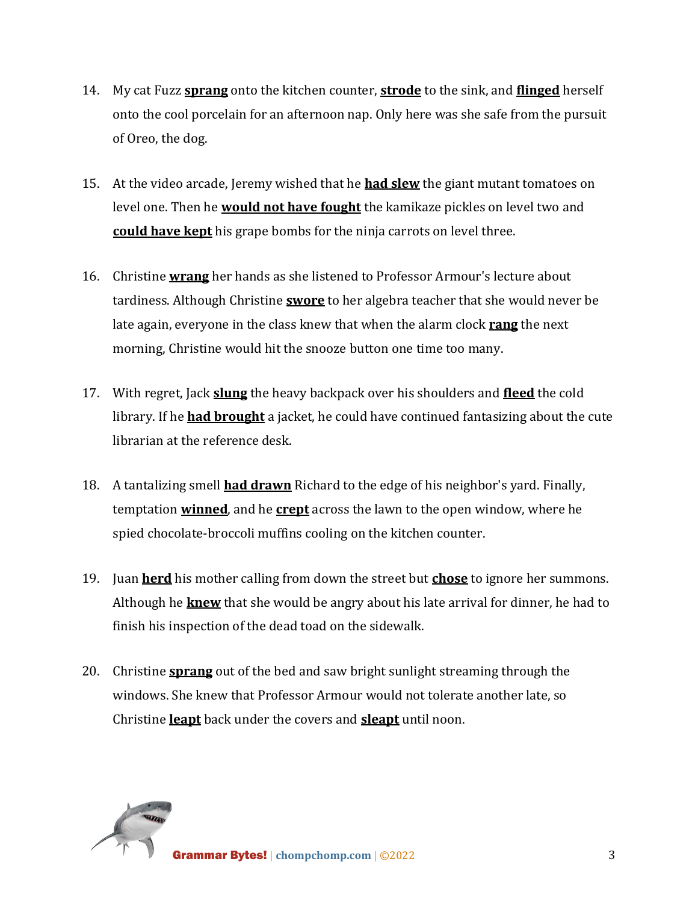14. My cat Fuzz **sprang** onto the kitchen counter, **strode** to the sink, and **flinged** herself onto the cool porcelain for an afternoon nap. Only here was she safe from the pursuit of Oreo, the dog.

15. At the video arcade, Jeremy wished that he **had slew** the giant mutant tomatoes on level one. Then he **would not have fought** the kamikaze pickles on level two and **could have kept** his grape bombs for the ninja carrots on level three.

16. Christine **wrang** her hands as she listened to Professor Armour's lecture about tardiness. Although Christine **swore** to her algebra teacher that she would never be late again, everyone in the class knew that when the alarm clock **rang** the next morning, Christine would hit the snooze button one time too many.

17. With regret, Jack **slung** the heavy backpack over his shoulders and **fleed** the cold library. If he **had brought** a jacket, he could have continued fantasizing about the cute librarian at the reference desk.

18. A tantalizing smell **had drawn** Richard to the edge of his neighbor's yard. Finally, temptation **winned**, and he **crept** across the lawn to the open window, where he spied chocolate-broccoli muffins cooling on the kitchen counter.

19. Juan **herd** his mother calling from down the street but **chose** to ignore her summons. Although he **knew** that she would be angry about his late arrival for dinner, he had to finish his inspection of the dead toad on the sidewalk.

20. Christine **sprang** out of the bed and saw bright sunlight streaming through the windows. She knew that Professor Armour would not tolerate another late, so Christine **leapt** back under the covers and **sleapt** until noon.

Grammar Bytes! | chompchomp.com | ©2022